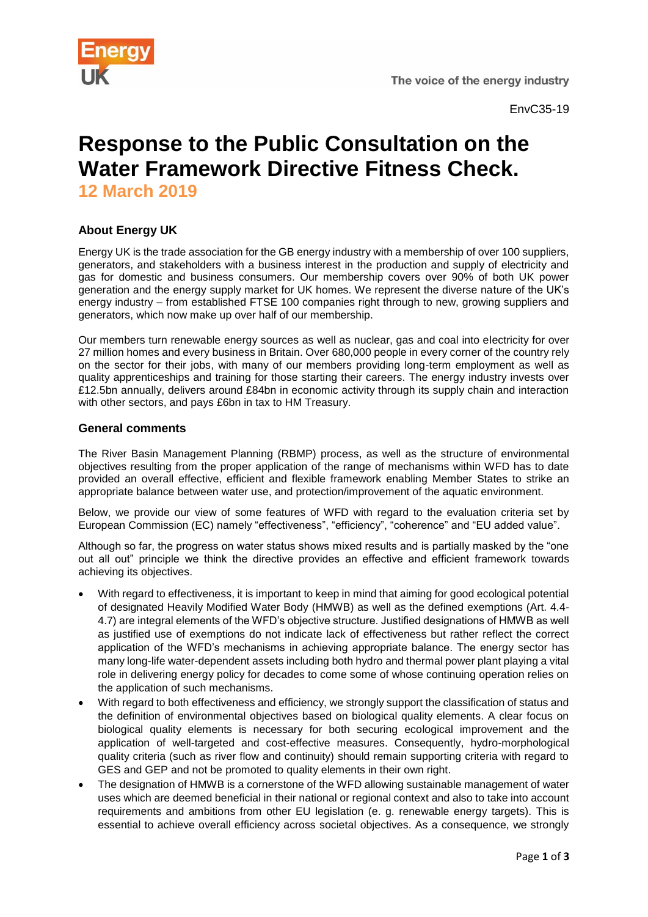EnvC35-19

# Response to the Public Consultation on the Water Framework Directive Fitness Check.

**12 March 2019**

### About Energy UK

Energy UK is the trade association for the GB energy industry with a membership of over 100 suppliers, generators, and stakeholders with a business interest in the production and supply of electricity and gas for domestic and business consumers. Our membership covers over 90% of both UK power generation and the energy supply market for UK homes. We represent the diverse nature of the UK's energy industry – from established FTSE 100 companies right through to new, growing suppliers and generators, which now make up over half of our membership.

Our members turn renewable energy sources as well as nuclear, gas and coal into electricity for over 27 million homes and every business in Britain. Over 680,000 people in every corner of the country rely on the sector for their jobs, with many of our members providing long-term employment as well as quality apprenticeships and training for those starting their careers. The energy industry invests over £12.5bn annually, delivers around £84bn in economic activity through its supply chain and interaction with other sectors, and pays £6bn in tax to HM Treasury.

### General comments

The River Basin Management Planning (RBMP) process, as well as the structure of environmental objectives resulting from the proper application of the range of mechanisms within WFD has to date provided an overall effective, efficient and flexible framework enabling Member States to strike an appropriate balance between water use, and protection/improvement of the aquatic environment.

Below, we provide our view of some features of WFD with regard to the evaluation criteria set by European Commission (EC) namely "effectiveness", "efficiency", "coherence" and "EU added value".

Although so far, the progress on water status shows mixed results and is partially masked by the "one out all out" principle we think the directive provides an effective and efficient framework towards achieving its objectives.

- With regard to effectiveness, it is important to keep in mind that aiming for good ecological potential of designated Heavily Modified Water Body (HMWB) as well as the defined exemptions (Art. 4.4-4.7) are integral elements of the WFD's objective structure. Justified designations of HMWB as well as justified use of exemptions do not indicate lack of effectiveness but rather reflect the correct application of the WFD's mechanisms in achieving appropriate balance. The energy sector has many long-life water-dependent assets including both hydro and thermal power plant playing a vital role in delivering energy policy for decades to come some of whose continuing operation relies on the application of such mechanisms.
- With regard to both effectiveness and efficiency, we strongly support the classification of status and the definition of environmental objectives based on biological quality elements. A clear focus on biological quality elements is necessary for both securing ecological improvement and the application of well-targeted and cost-effective measures. Consequently, hydro-morphological quality criteria (such as river flow and continuity) should remain supporting criteria with regard to GES and GEP and not be promoted to quality elements in their own right.
- The designation of HMWB is a cornerstone of the WFD allowing sustainable management of water uses which are deemed beneficial in their national or regional context and also to take into account requirements and ambitions from other EU legislation (e. g. renewable energy targets). This is essential to achieve overall efficiency across societal objectives. As a consequence, we strongly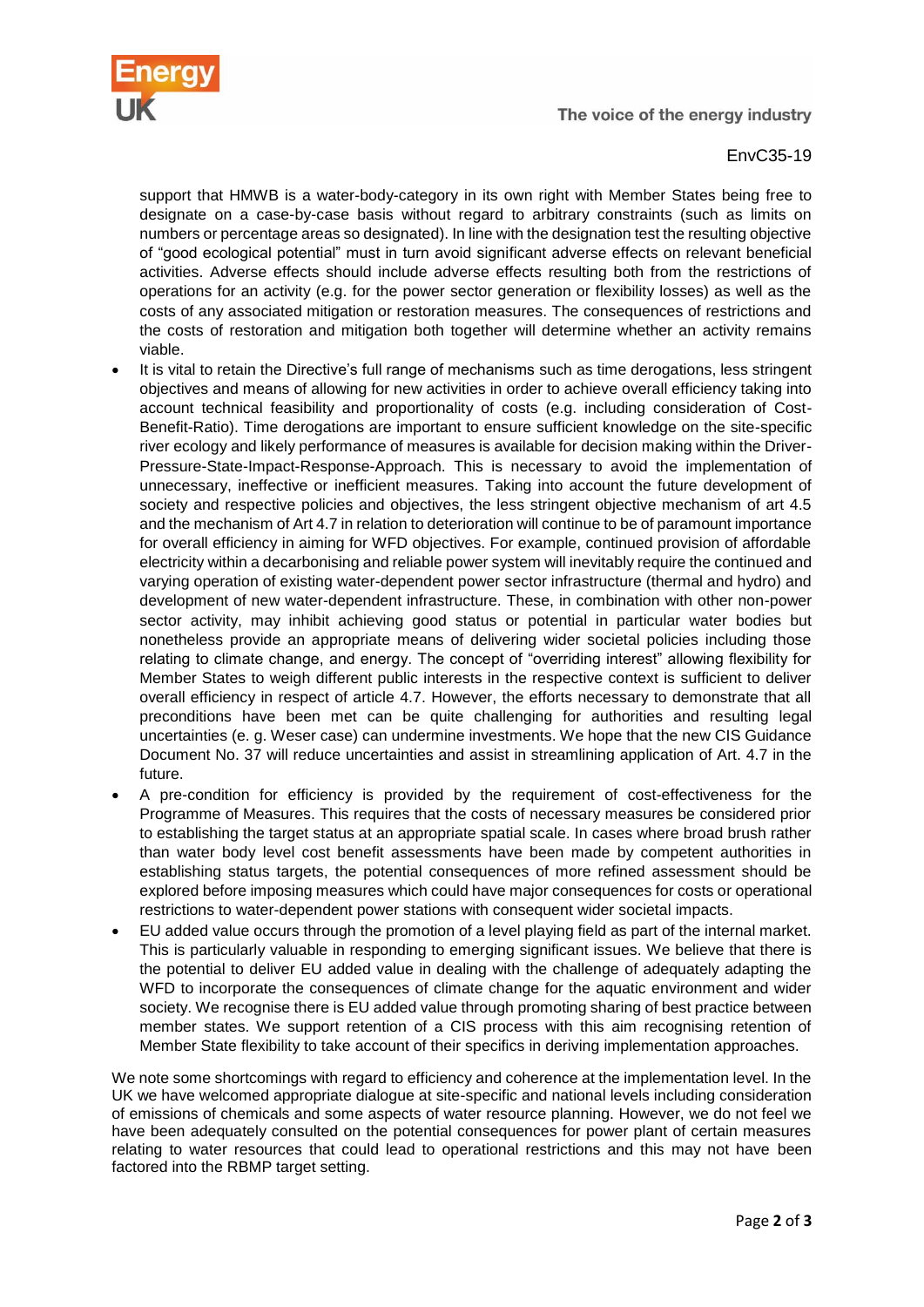support that HMWB is a water-body-category in its own right with Member States being free to designate on a case-by-case basis without regard to arbitrary constraints (such as limits on numbers or percentage areas so designated). In line with the designation test the resulting objective of "good ecological potential" must in turn avoid significant adverse effects on relevant beneficial activities. Adverse effects should include adverse effects resulting both from the restrictions of operations for an activity (e.g. for the power sector generation or flexibility losses) as well as the costs of any associated mitigation or restoration measures. The consequences of restrictions and the costs of restoration and mitigation both together will determine whether an activity remains viable.

- It is vital to retain the Directive's full range of mechanisms such as time derogations, less stringent objectives and means of allowing for new activities in order to achieve overall efficiency taking into account technical feasibility and proportionality of costs (e.g. including consideration of Cost-Benefit-Ratio). Time derogations are important to ensure sufficient knowledge on the site-specific river ecology and likely performance of measures is available for decision making within the Driver-Pressure-State-Impact-Response-Approach. This is necessary to avoid the implementation of unnecessary, ineffective or inefficient measures. Taking into account the future development of society and respective policies and objectives, the less stringent objective mechanism of art 4.5 and the mechanism of Art 4.7 in relation to deterioration will continue to be of paramount importance for overall efficiency in aiming for WFD objectives. For example, continued provision of affordable electricity within a decarbonising and reliable power system will inevitably require the continued and varying operation of existing water-dependent power sector infrastructure (thermal and hydro) and development of new water-dependent infrastructure. These, in combination with other non-power sector activity, may inhibit achieving good status or potential in particular water bodies but nonetheless provide an appropriate means of delivering wider societal policies including those relating to climate change, and energy. The concept of "overriding interest" allowing flexibility for Member States to weigh different public interests in the respective context is sufficient to deliver overall efficiency in respect of article 4.7. However, the efforts necessary to demonstrate that all preconditions have been met can be quite challenging for authorities and resulting legal uncertainties (e. g. Weser case) can undermine investments. We hope that the new CIS Guidance Document No. 37 will reduce uncertainties and assist in streamlining application of Art. 4.7 in the future.
- A pre-condition for efficiency is provided by the requirement of cost-effectiveness for the Programme of Measures. This requires that the costs of necessary measures be considered prior to establishing the target status at an appropriate spatial scale. In cases where broad brush rather than water body level cost benefit assessments have been made by competent authorities in establishing status targets, the potential consequences of more refined assessment should be explored before imposing measures which could have major consequences for costs or operational restrictions to water-dependent power stations with consequent wider societal impacts.
- EU added value occurs through the promotion of a level playing field as part of the internal market. This is particularly valuable in responding to emerging significant issues. We believe that there is the potential to deliver EU added value in dealing with the challenge of adequately adapting the WFD to incorporate the consequences of climate change for the aquatic environment and wider society. We recognise there is EU added value through promoting sharing of best practice between member states. We support retention of a CIS process with this aim recognising retention of Member State flexibility to take account of their specifics in deriving implementation approaches.

We note some shortcomings with regard to efficiency and coherence at the implementation level. In the UK we have welcomed appropriate dialogue at site-specific and national levels including consideration of emissions of chemicals and some aspects of water resource planning. However, we do not feel we have been adequately consulted on the potential consequences for power plant of certain measures relating to water resources that could lead to operational restrictions and this may not have been factored into the RBMP target setting.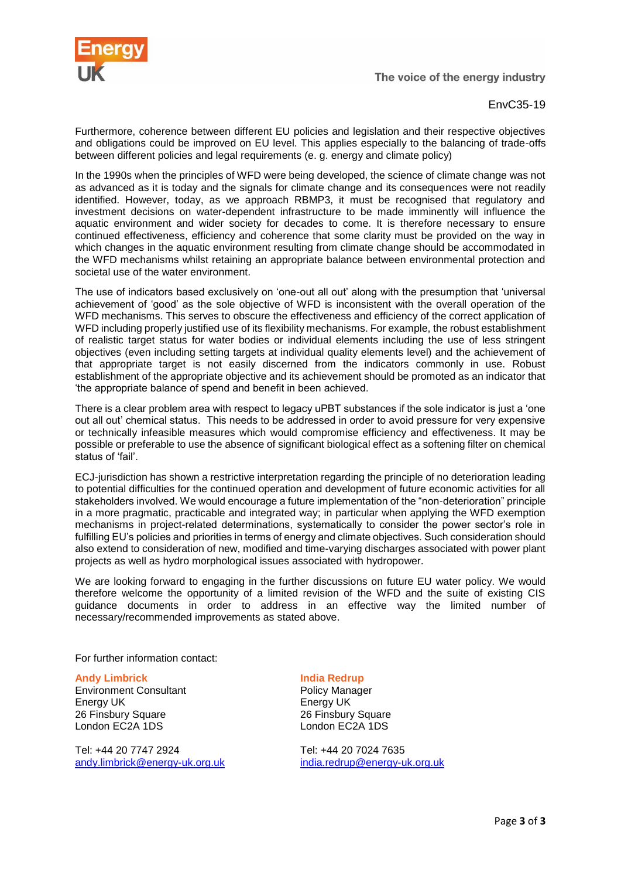EnvC35-19

Furthermore, coherence between different EU policies and legislation and their respective objectives and obligations could be improved on EU level. This applies especially to the balancing of trade-offs between different policies and legal requirements (e. g. energy and climate policy)

In the 1990s when the principles of WFD were being developed, the science of climate change was not as advanced as it is today and the signals for climate change and its consequences were not readily identified. However, today, as we approach RBMP3, it must be recognised that regulatory and investment decisions on water-dependent infrastructure to be made imminently will influence the aquatic environment and wider society for decades to come. It is therefore necessary to ensure continued effectiveness, efficiency and coherence that some clarity must be provided on the way in which changes in the aquatic environment resulting from climate change should be accommodated in the WFD mechanisms whilst retaining an appropriate balance between environmental protection and societal use of the water environment.

The use of indicators based exclusively on 'one-out all out' along with the presumption that 'universal achievement of 'good' as the sole objective of WFD is inconsistent with the overall operation of the WFD mechanisms. This serves to obscure the effectiveness and efficiency of the correct application of WFD including properly justified use of its flexibility mechanisms. For example, the robust establishment of realistic target status for water bodies or individual elements including the use of less stringent objectives (even including setting targets at individual quality elements level) and the achievement of that appropriate target is not easily discerned from the indicators commonly in use. Robust establishment of the appropriate objective and its achievement should be promoted as an indicator that 'the appropriate balance of spend and benefit in been achieved.

There is a clear problem area with respect to legacy uPBT substances if the sole indicator is just a 'one out all out' chemical status. This needs to be addressed in order to avoid pressure for very expensive or technically infeasible measures which would compromise efficiency and effectiveness. It may be possible or preferable to use the absence of significant biological effect as a softening filter on chemical status of 'fail'.

ECJ-jurisdiction has shown a restrictive interpretation regarding the principle of no deterioration leading to potential difficulties for the continued operation and development of future economic activities for all stakeholders involved. We would encourage a future implementation of the "non-deterioration" principle in a more pragmatic, practicable and integrated way; in particular when applying the WFD exemption mechanisms in project-related determinations, systematically to consider the power sector's role in fulfilling EU's policies and priorities in terms of energy and climate objectives. Such consideration should also extend to consideration of new, modified and time-varying discharges associated with power plant projects as well as hydro morphological issues associated with hydropower.

We are looking forward to engaging in the further discussions on future EU water policy. We would therefore welcome the opportunity of a limited revision of the WFD and the suite of existing CIS guidance documents in order to address in an effective way the limited number of necessary/recommended improvements as stated above.

For further information contact:

**Andy Limbrick**
Environment Consultant
Energy UK
26 Finsbury Square
London EC2A 1DS

Tel: +44 20 7747 2924
andy.limbrick@energy-uk.org.uk

**India Redrup**
Policy Manager
Energy UK
26 Finsbury Square
London EC2A 1DS

Tel: +44 20 7024 7635
india.redrup@energy-uk.org.uk